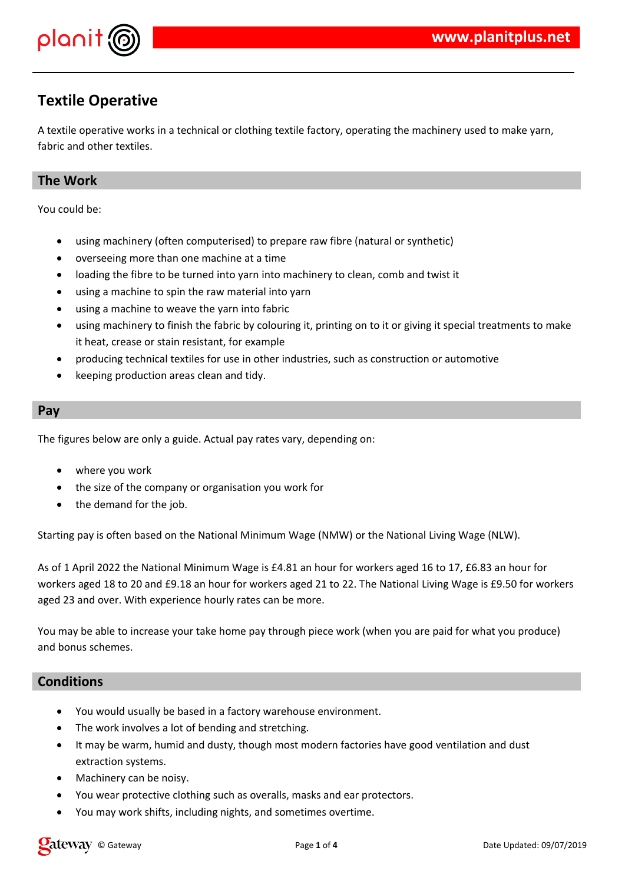# Textile Operative

A textile operative works in a technical or clothing textile factory, operating the machinery used to make yarn, fabric and other textiles.

## The Work

You could be:

- using machinery (often computerised) to prepare raw fibre (natural or synthetic)
- overseeing more than one machine at a time
- loading the fibre to be turned into yarn into machinery to clean, comb and twist it
- using a machine to spin the raw material into yarn
- using a machine to weave the yarn into fabric
- using machinery to finish the fabric by colouring it, printing on to it or giving it special treatments to make it heat, crease or stain resistant, for example
- producing technical textiles for use in other industries, such as construction or automotive
- keeping production areas clean and tidy.

## Pay

The figures below are only a guide. Actual pay rates vary, depending on:

- where you work
- the size of the company or organisation you work for
- the demand for the job.

Starting pay is often based on the National Minimum Wage (NMW) or the National Living Wage (NLW).

As of 1 April 2022 the National Minimum Wage is £4.81 an hour for workers aged 16 to 17, £6.83 an hour for workers aged 18 to 20 and £9.18 an hour for workers aged 21 to 22. The National Living Wage is £9.50 for workers aged 23 and over. With experience hourly rates can be more.

You may be able to increase your take home pay through piece work (when you are paid for what you produce) and bonus schemes.

## Conditions

- You would usually be based in a factory warehouse environment.
- The work involves a lot of bending and stretching.
- It may be warm, humid and dusty, though most modern factories have good ventilation and dust extraction systems.
- Machinery can be noisy.
- You wear protective clothing such as overalls, masks and ear protectors.
- You may work shifts, including nights, and sometimes overtime.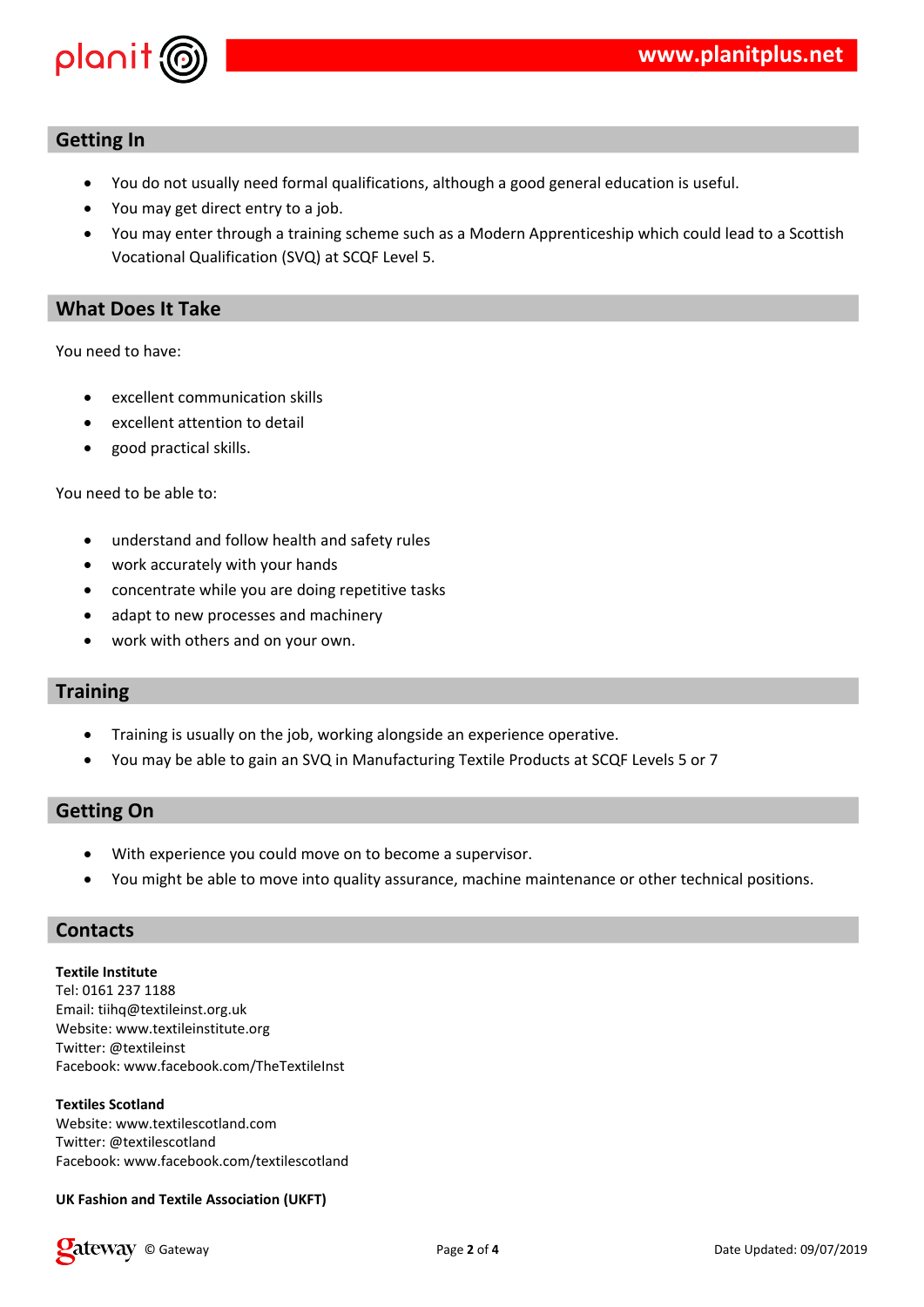## Getting In

- You do not usually need formal qualifications, although a good general education is useful.
- You may get direct entry to a job.
- You may enter through a training scheme such as a Modern Apprenticeship which could lead to a Scottish Vocational Qualification (SVQ) at SCQF Level 5.

## What Does It Take

You need to have:

- excellent communication skills
- excellent attention to detail
- good practical skills.

You need to be able to:

- understand and follow health and safety rules
- work accurately with your hands
- concentrate while you are doing repetitive tasks
- adapt to new processes and machinery
- work with others and on your own.

## Training

- Training is usually on the job, working alongside an experience operative.
- You may be able to gain an SVQ in Manufacturing Textile Products at SCQF Levels 5 or 7

## Getting On

- With experience you could move on to become a supervisor.
- You might be able to move into quality assurance, machine maintenance or other technical positions.

## Contacts

**Textile Institute**
Tel: 0161 237 1188
Email: tiihq@textileinst.org.uk
Website: www.textileinstitute.org
Twitter: @textileinst
Facebook: www.facebook.com/TheTextileInst

**Textiles Scotland**
Website: www.textilescotland.com
Twitter: @textilescotland
Facebook: www.facebook.com/textilescotland

**UK Fashion and Textile Association (UKFT)**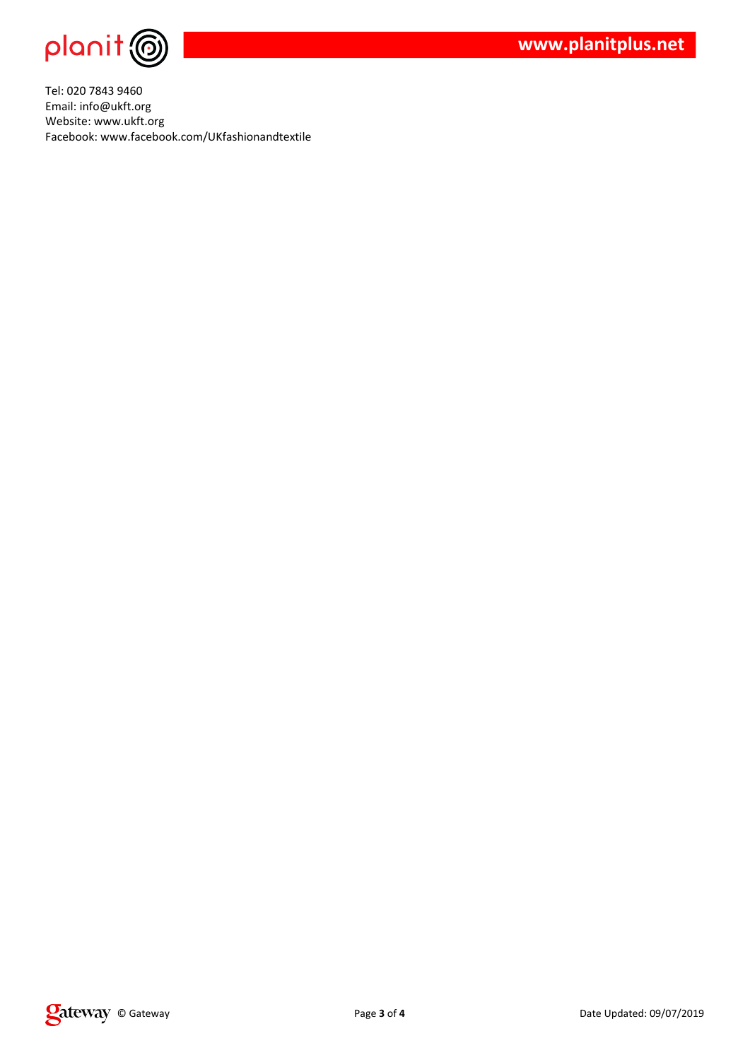Tel: 020 7843 9460
Email: info@ukft.org
Website: www.ukft.org
Facebook: www.facebook.com/UKfashionandtextile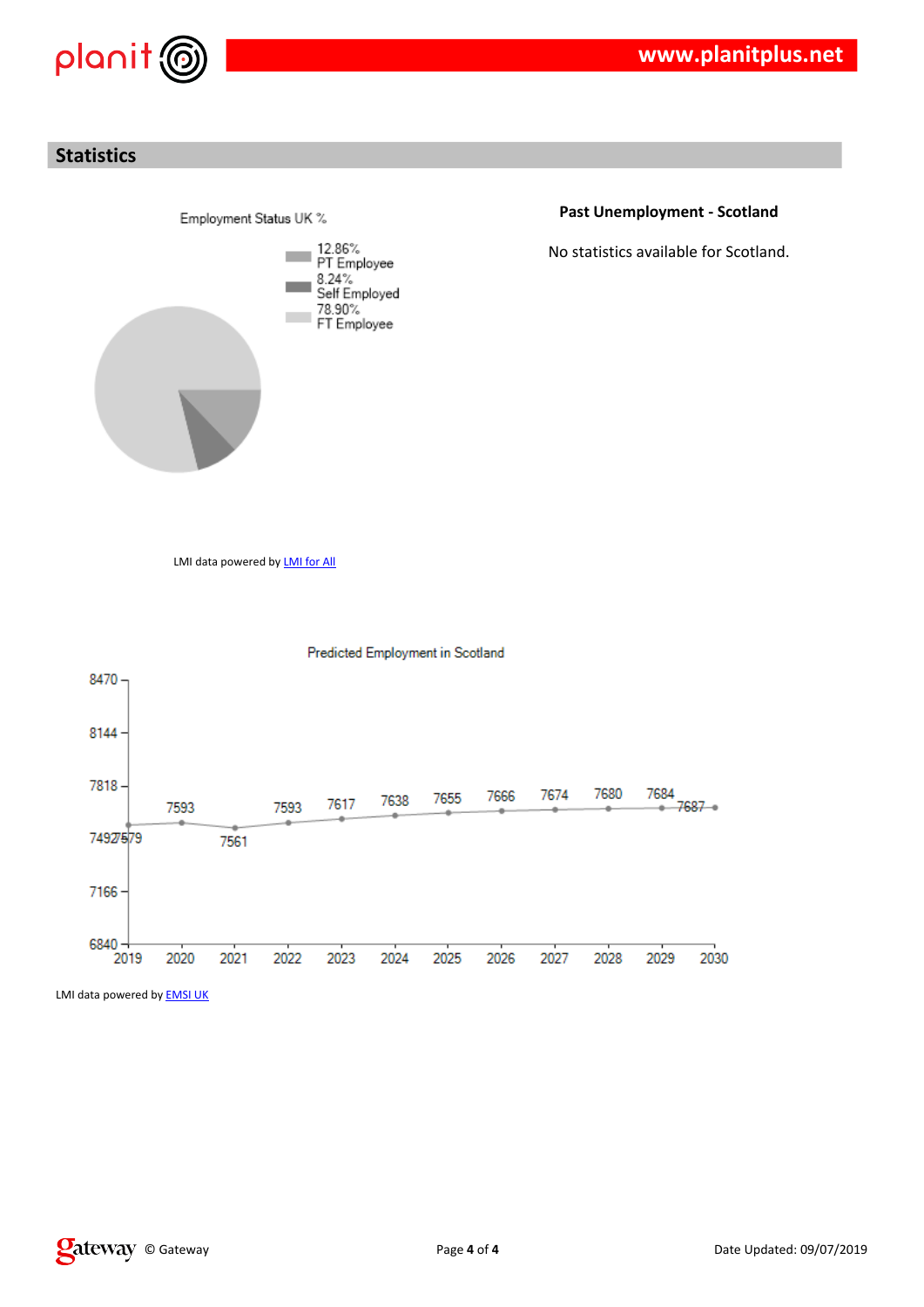## Statistics

Employment Status UK %

12.86%
PT Employee
8.24%
Self Employed
78.90%
FT Employee

LMI data powered by [LMI for All]

**Past Unemployment - Scotland**

No statistics available for Scotland.

Predicted Employment in Scotland

8470
8144
7818
7492
7166
6840

2019 2020 2021 2022 2023 2024 2025 2026 2027 2028 2029 2030

7579 7593 7561 7593 7617 7638 7655 7666 7674 7680 7684 7687

LMI data powered by [EMSI UK]